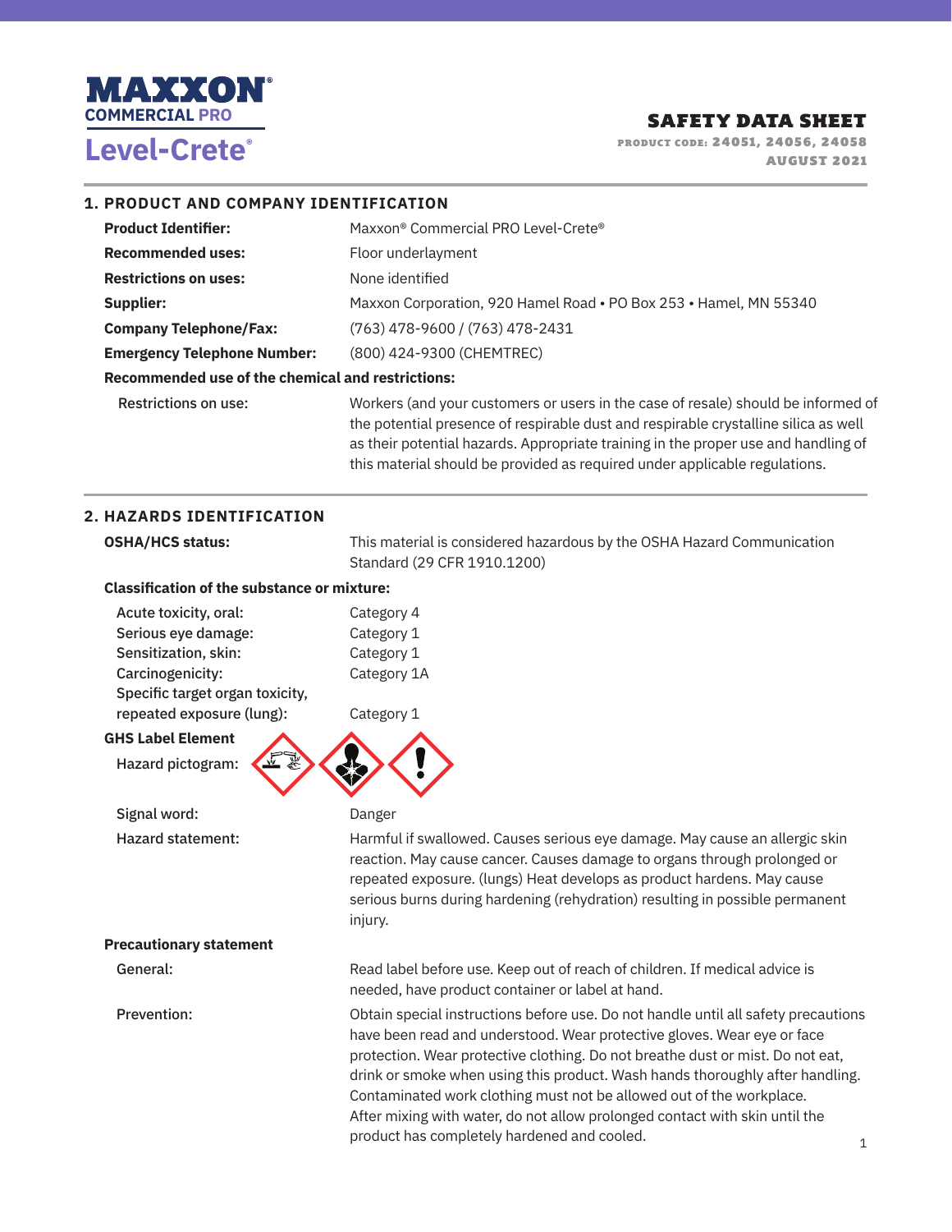# MAXXON® COMMERCIAL PRO

# Level-Crete®

## SAFETY DATA SHEET

PRODUCT CODE: 24051, 24056, 24058

AUGUST 2021

## 1. PRODUCT AND COMPANY IDENTIFICATION

| | |
|---|---|
| **Product Identifier:** | Maxxon® Commercial PRO Level-Crete® |
| **Recommended uses:** | Floor underlayment |
| **Restrictions on uses:** | None identified |
| **Supplier:** | Maxxon Corporation, 920 Hamel Road • PO Box 253 • Hamel, MN 55340 |
| **Company Telephone/Fax:** | (763) 478-9600 / (763) 478-2431 |
| **Emergency Telephone Number:** | (800) 424-9300 (CHEMTREC) |

**Recommended use of the chemical and restrictions:**

Restrictions on use: Workers (and your customers or users in the case of resale) should be informed of the potential presence of respirable dust and respirable crystalline silica as well as their potential hazards. Appropriate training in the proper use and handling of this material should be provided as required under applicable regulations.

## 2. HAZARDS IDENTIFICATION

**OSHA/HCS status:** This material is considered hazardous by the OSHA Hazard Communication Standard (29 CFR 1910.1200)

**Classification of the substance or mixture:**

| | |
|---|---|
| Acute toxicity, oral: | Category 4 |
| Serious eye damage: | Category 1 |
| Sensitization, skin: | Category 1 |
| Carcinogenicity: | Category 1A |
| Specific target organ toxicity, repeated exposure (lung): | Category 1 |

**GHS Label Element**

Hazard pictogram:

Signal word: Danger

Hazard statement: Harmful if swallowed. Causes serious eye damage. May cause an allergic skin reaction. May cause cancer. Causes damage to organs through prolonged or repeated exposure. (lungs) Heat develops as product hardens. May cause serious burns during hardening (rehydration) resulting in possible permanent injury.

**Precautionary statement**

General: Read label before use. Keep out of reach of children. If medical advice is needed, have product container or label at hand.

Prevention: Obtain special instructions before use. Do not handle until all safety precautions have been read and understood. Wear protective gloves. Wear eye or face protection. Wear protective clothing. Do not breathe dust or mist. Do not eat, drink or smoke when using this product. Wash hands thoroughly after handling. Contaminated work clothing must not be allowed out of the workplace. After mixing with water, do not allow prolonged contact with skin until the product has completely hardened and cooled.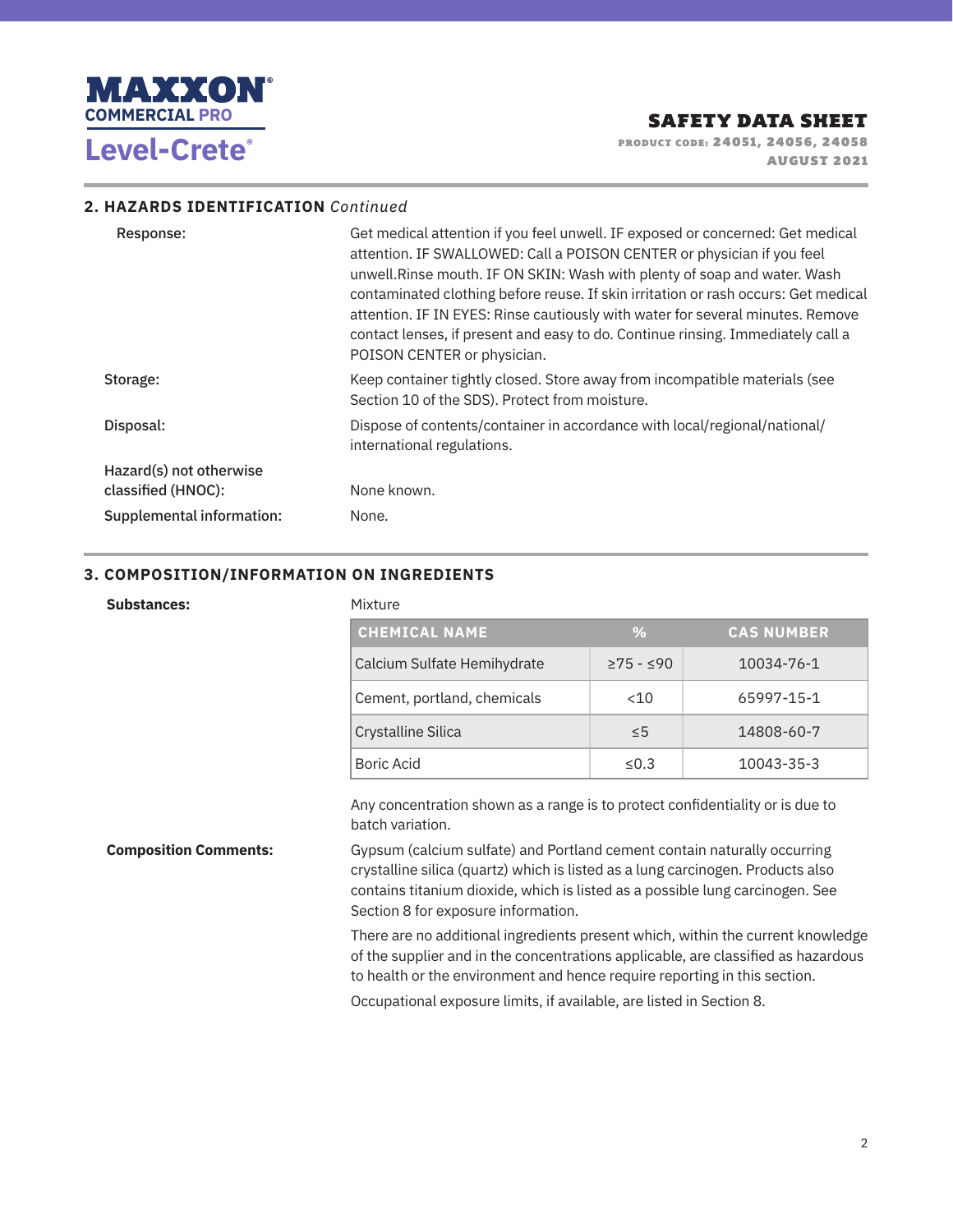## 2. HAZARDS IDENTIFICATION *Continued*

**Response:** Get medical attention if you feel unwell. IF exposed or concerned: Get medical attention. IF SWALLOWED: Call a POISON CENTER or physician if you feel unwell.Rinse mouth. IF ON SKIN: Wash with plenty of soap and water. Wash contaminated clothing before reuse. If skin irritation or rash occurs: Get medical attention. IF IN EYES: Rinse cautiously with water for several minutes. Remove contact lenses, if present and easy to do. Continue rinsing. Immediately call a POISON CENTER or physician.

**Storage:** Keep container tightly closed. Store away from incompatible materials (see Section 10 of the SDS). Protect from moisture.

**Disposal:** Dispose of contents/container in accordance with local/regional/national/international regulations.

**Hazard(s) not otherwise classified (HNOC):** None known.

**Supplemental information:** None.

## 3. COMPOSITION/INFORMATION ON INGREDIENTS

**Substances:** Mixture

| CHEMICAL NAME | % | CAS NUMBER |
|---|---|---|
| Calcium Sulfate Hemihydrate | ≥75 - ≤90 | 10034-76-1 |
| Cement, portland, chemicals | <10 | 65997-15-1 |
| Crystalline Silica | ≤5 | 14808-60-7 |
| Boric Acid | ≤0.3 | 10043-35-3 |

Any concentration shown as a range is to protect confidentiality or is due to batch variation.

**Composition Comments:** Gypsum (calcium sulfate) and Portland cement contain naturally occurring crystalline silica (quartz) which is listed as a lung carcinogen. Products also contains titanium dioxide, which is listed as a possible lung carcinogen. See Section 8 for exposure information.

There are no additional ingredients present which, within the current knowledge of the supplier and in the concentrations applicable, are classified as hazardous to health or the environment and hence require reporting in this section.

Occupational exposure limits, if available, are listed in Section 8.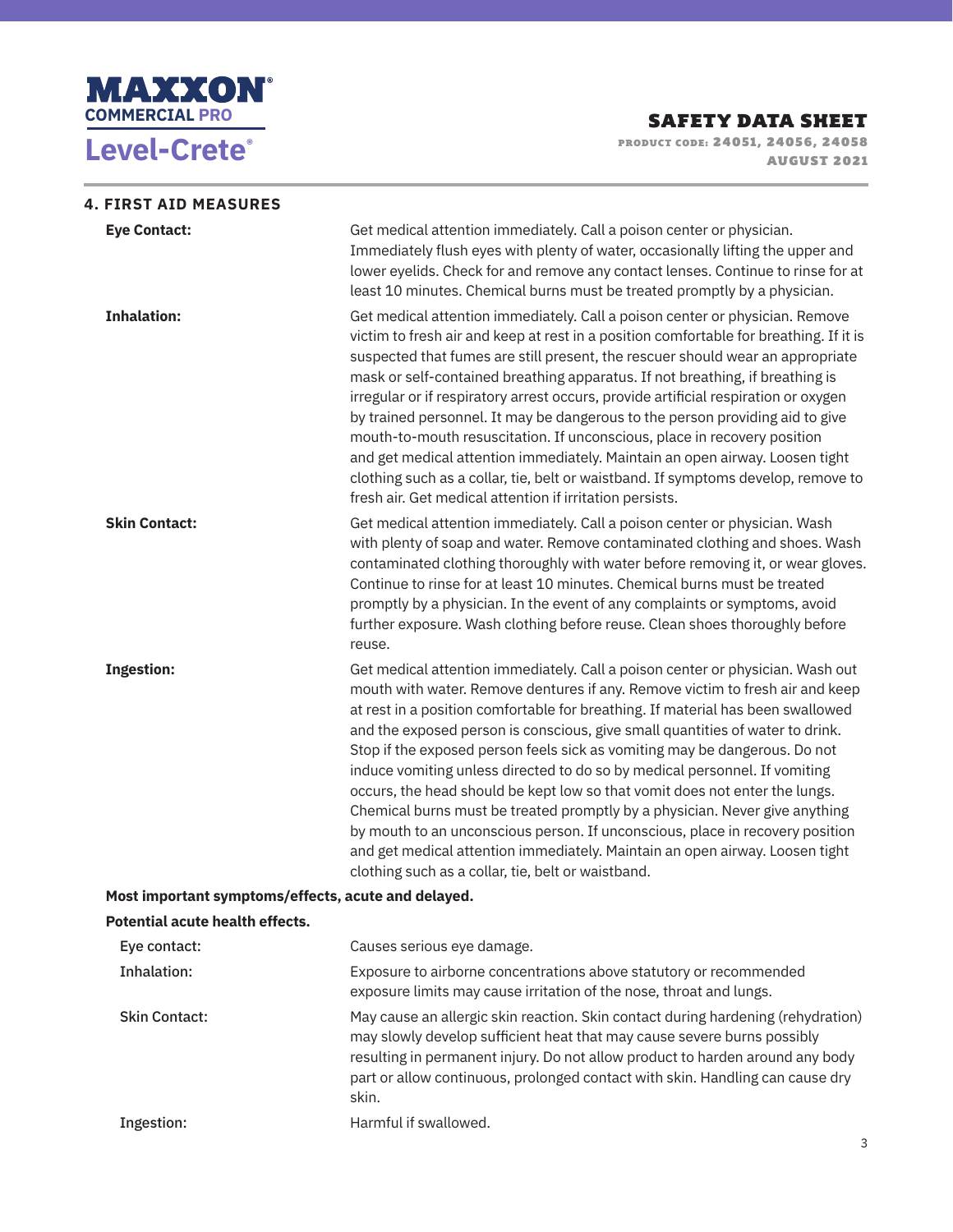## 4. FIRST AID MEASURES

**Eye Contact:** Get medical attention immediately. Call a poison center or physician. Immediately flush eyes with plenty of water, occasionally lifting the upper and lower eyelids. Check for and remove any contact lenses. Continue to rinse for at least 10 minutes. Chemical burns must be treated promptly by a physician.

**Inhalation:** Get medical attention immediately. Call a poison center or physician. Remove victim to fresh air and keep at rest in a position comfortable for breathing. If it is suspected that fumes are still present, the rescuer should wear an appropriate mask or self-contained breathing apparatus. If not breathing, if breathing is irregular or if respiratory arrest occurs, provide artificial respiration or oxygen by trained personnel. It may be dangerous to the person providing aid to give mouth-to-mouth resuscitation. If unconscious, place in recovery position and get medical attention immediately. Maintain an open airway. Loosen tight clothing such as a collar, tie, belt or waistband. If symptoms develop, remove to fresh air. Get medical attention if irritation persists.

**Skin Contact:** Get medical attention immediately. Call a poison center or physician. Wash with plenty of soap and water. Remove contaminated clothing and shoes. Wash contaminated clothing thoroughly with water before removing it, or wear gloves. Continue to rinse for at least 10 minutes. Chemical burns must be treated promptly by a physician. In the event of any complaints or symptoms, avoid further exposure. Wash clothing before reuse. Clean shoes thoroughly before reuse.

**Ingestion:** Get medical attention immediately. Call a poison center or physician. Wash out mouth with water. Remove dentures if any. Remove victim to fresh air and keep at rest in a position comfortable for breathing. If material has been swallowed and the exposed person is conscious, give small quantities of water to drink. Stop if the exposed person feels sick as vomiting may be dangerous. Do not induce vomiting unless directed to do so by medical personnel. If vomiting occurs, the head should be kept low so that vomit does not enter the lungs. Chemical burns must be treated promptly by a physician. Never give anything by mouth to an unconscious person. If unconscious, place in recovery position and get medical attention immediately. Maintain an open airway. Loosen tight clothing such as a collar, tie, belt or waistband.

**Most important symptoms/effects, acute and delayed.**

**Potential acute health effects.**

Eye contact: Causes serious eye damage.

Inhalation: Exposure to airborne concentrations above statutory or recommended exposure limits may cause irritation of the nose, throat and lungs.

Skin Contact: May cause an allergic skin reaction. Skin contact during hardening (rehydration) may slowly develop sufficient heat that may cause severe burns possibly resulting in permanent injury. Do not allow product to harden around any body part or allow continuous, prolonged contact with skin. Handling can cause dry skin.

Ingestion: Harmful if swallowed.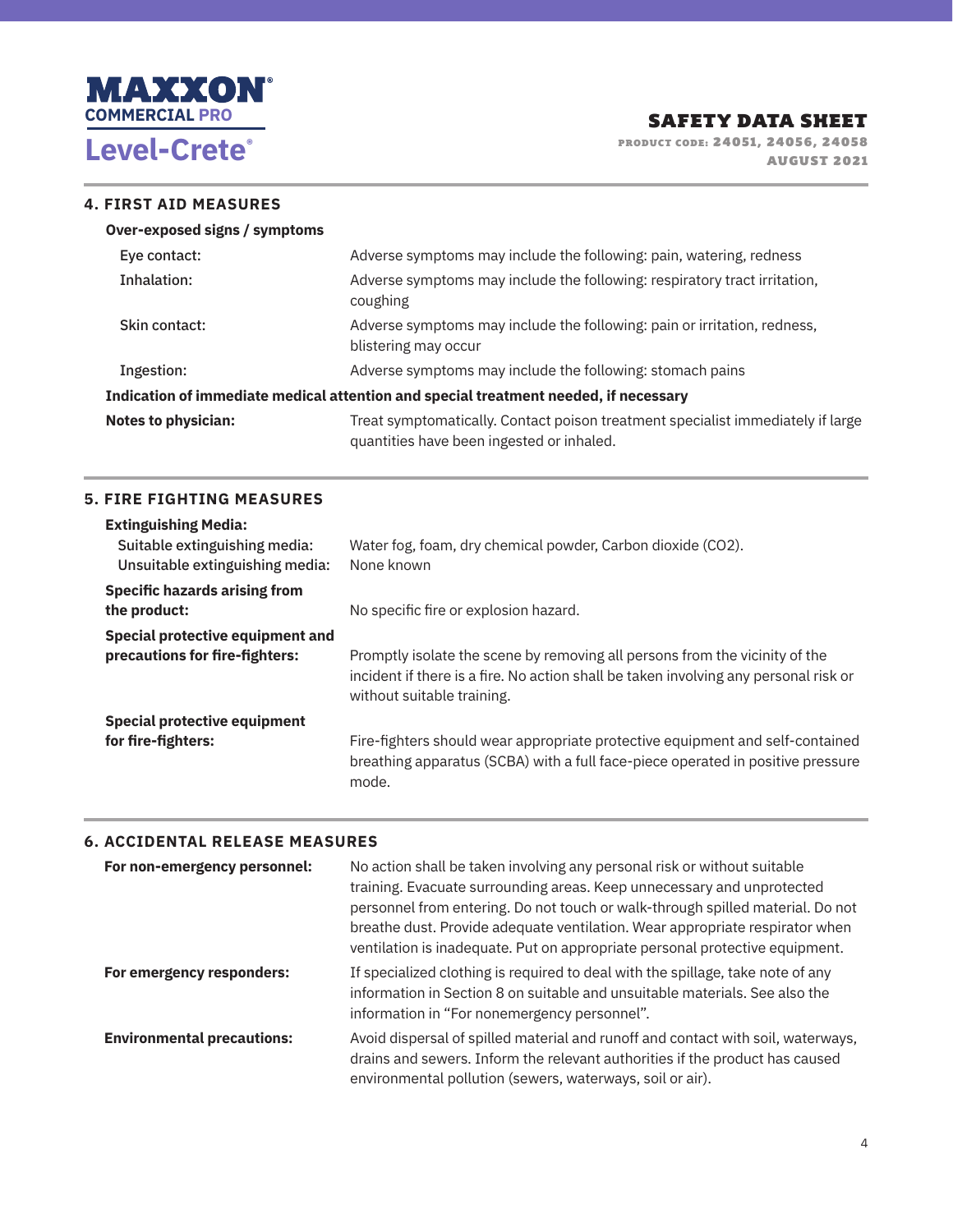## 4. FIRST AID MEASURES

**Over-exposed signs / symptoms**

| | |
|---|---|
| Eye contact: | Adverse symptoms may include the following: pain, watering, redness |
| Inhalation: | Adverse symptoms may include the following: respiratory tract irritation, coughing |
| Skin contact: | Adverse symptoms may include the following: pain or irritation, redness, blistering may occur |
| Ingestion: | Adverse symptoms may include the following: stomach pains |

**Indication of immediate medical attention and special treatment needed, if necessary**

| | |
|---|---|
| **Notes to physician:** | Treat symptomatically. Contact poison treatment specialist immediately if large quantities have been ingested or inhaled. |

## 5. FIRE FIGHTING MEASURES

**Extinguishing Media:**

| | |
|---|---|
| Suitable extinguishing media: | Water fog, foam, dry chemical powder, Carbon dioxide ($CO_2$). |
| Unsuitable extinguishing media: | None known |
| **Specific hazards arising from the product:** | No specific fire or explosion hazard. |
| **Special protective equipment and precautions for fire-fighters:** | Promptly isolate the scene by removing all persons from the vicinity of the incident if there is a fire. No action shall be taken involving any personal risk or without suitable training. |
| **Special protective equipment for fire-fighters:** | Fire-fighters should wear appropriate protective equipment and self-contained breathing apparatus (SCBA) with a full face-piece operated in positive pressure mode. |

## 6. ACCIDENTAL RELEASE MEASURES

| | |
|---|---|
| **For non-emergency personnel:** | No action shall be taken involving any personal risk or without suitable training. Evacuate surrounding areas. Keep unnecessary and unprotected personnel from entering. Do not touch or walk-through spilled material. Do not breathe dust. Provide adequate ventilation. Wear appropriate respirator when ventilation is inadequate. Put on appropriate personal protective equipment. |
| **For emergency responders:** | If specialized clothing is required to deal with the spillage, take note of any information in Section 8 on suitable and unsuitable materials. See also the information in "For nonemergency personnel". |
| **Environmental precautions:** | Avoid dispersal of spilled material and runoff and contact with soil, waterways, drains and sewers. Inform the relevant authorities if the product has caused environmental pollution (sewers, waterways, soil or air). |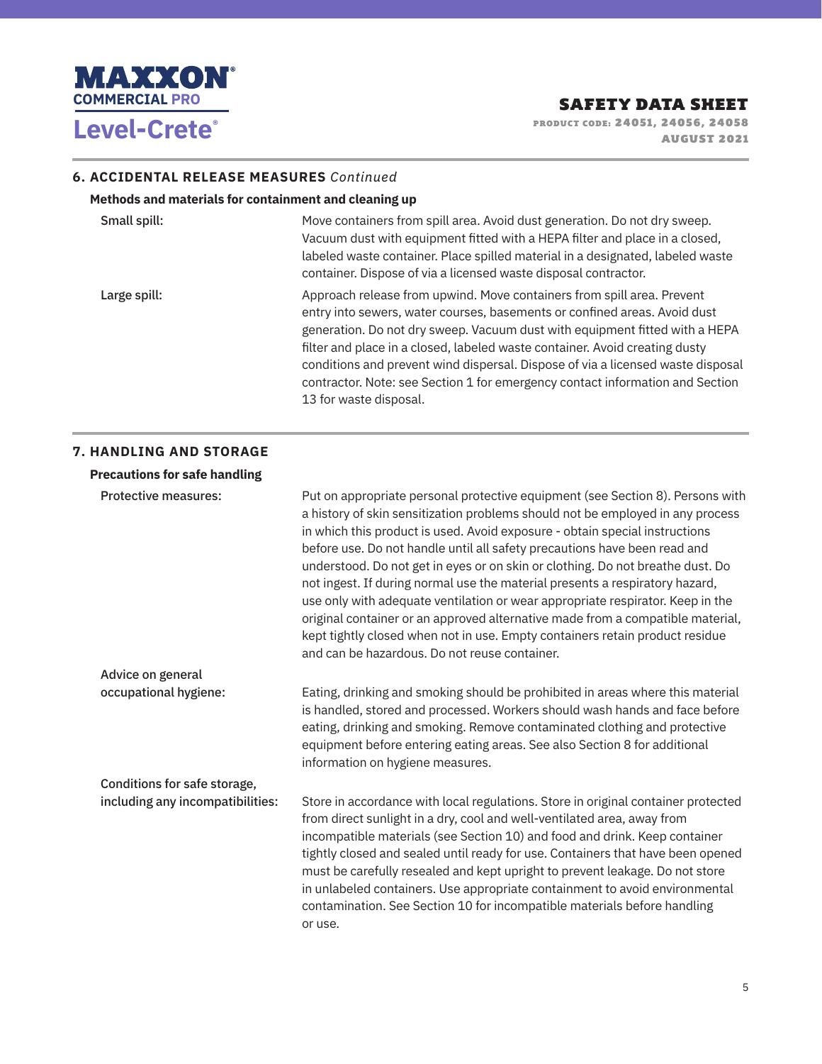## 6. ACCIDENTAL RELEASE MEASURES *Continued*

### Methods and materials for containment and cleaning up

**Small spill:** Move containers from spill area. Avoid dust generation. Do not dry sweep. Vacuum dust with equipment fitted with a HEPA filter and place in a closed, labeled waste container. Place spilled material in a designated, labeled waste container. Dispose of via a licensed waste disposal contractor.

**Large spill:** Approach release from upwind. Move containers from spill area. Prevent entry into sewers, water courses, basements or confined areas. Avoid dust generation. Do not dry sweep. Vacuum dust with equipment fitted with a HEPA filter and place in a closed, labeled waste container. Avoid creating dusty conditions and prevent wind dispersal. Dispose of via a licensed waste disposal contractor. Note: see Section 1 for emergency contact information and Section 13 for waste disposal.

## 7. HANDLING AND STORAGE

### Precautions for safe handling

**Protective measures:** Put on appropriate personal protective equipment (see Section 8). Persons with a history of skin sensitization problems should not be employed in any process in which this product is used. Avoid exposure - obtain special instructions before use. Do not handle until all safety precautions have been read and understood. Do not get in eyes or on skin or clothing. Do not breathe dust. Do not ingest. If during normal use the material presents a respiratory hazard, use only with adequate ventilation or wear appropriate respirator. Keep in the original container or an approved alternative made from a compatible material, kept tightly closed when not in use. Empty containers retain product residue and can be hazardous. Do not reuse container.

**Advice on general occupational hygiene:** Eating, drinking and smoking should be prohibited in areas where this material is handled, stored and processed. Workers should wash hands and face before eating, drinking and smoking. Remove contaminated clothing and protective equipment before entering eating areas. See also Section 8 for additional information on hygiene measures.

**Conditions for safe storage, including any incompatibilities:** Store in accordance with local regulations. Store in original container protected from direct sunlight in a dry, cool and well-ventilated area, away from incompatible materials (see Section 10) and food and drink. Keep container tightly closed and sealed until ready for use. Containers that have been opened must be carefully resealed and kept upright to prevent leakage. Do not store in unlabeled containers. Use appropriate containment to avoid environmental contamination. See Section 10 for incompatible materials before handling or use.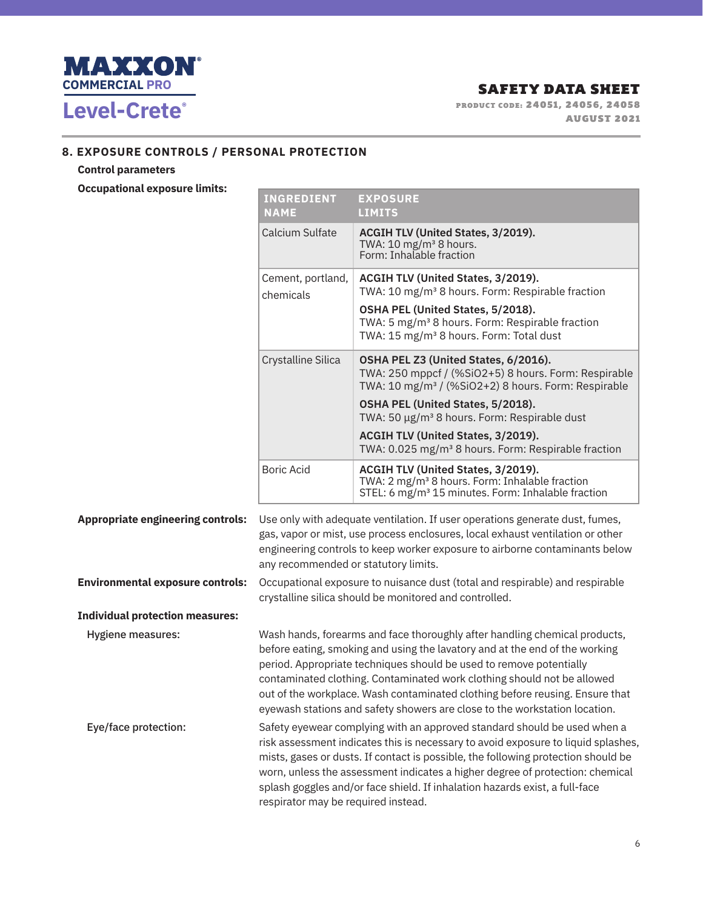## 8. EXPOSURE CONTROLS / PERSONAL PROTECTION

**Control parameters**

**Occupational exposure limits:**

| INGREDIENT NAME | EXPOSURE LIMITS |
|---|---|
| Calcium Sulfate | **ACGIH TLV (United States, 3/2019).**<br>TWA: 10 mg/m³ 8 hours.<br>Form: Inhalable fraction |
| Cement, portland, chemicals | **ACGIH TLV (United States, 3/2019).**<br>TWA: 10 mg/m³ 8 hours. Form: Respirable fraction<br>**OSHA PEL (United States, 5/2018).**<br>TWA: 5 mg/m³ 8 hours. Form: Respirable fraction<br>TWA: 15 mg/m³ 8 hours. Form: Total dust |
| Crystalline Silica | **OSHA PEL Z3 (United States, 6/2016).**<br>TWA: 250 mppcf / (%SiO2+5) 8 hours. Form: Respirable<br>TWA: 10 mg/m³ / (%SiO2+2) 8 hours. Form: Respirable<br>**OSHA PEL (United States, 5/2018).**<br>TWA: 50 µg/m³ 8 hours. Form: Respirable dust<br>**ACGIH TLV (United States, 3/2019).**<br>TWA: 0.025 mg/m³ 8 hours. Form: Respirable fraction |
| Boric Acid | **ACGIH TLV (United States, 3/2019).**<br>TWA: 2 mg/m³ 8 hours. Form: Inhalable fraction<br>STEL: 6 mg/m³ 15 minutes. Form: Inhalable fraction |

**Appropriate engineering controls:** Use only with adequate ventilation. If user operations generate dust, fumes, gas, vapor or mist, use process enclosures, local exhaust ventilation or other engineering controls to keep worker exposure to airborne contaminants below any recommended or statutory limits.

**Environmental exposure controls:** Occupational exposure to nuisance dust (total and respirable) and respirable crystalline silica should be monitored and controlled.

**Individual protection measures:**

**Hygiene measures:** Wash hands, forearms and face thoroughly after handling chemical products, before eating, smoking and using the lavatory and at the end of the working period. Appropriate techniques should be used to remove potentially contaminated clothing. Contaminated work clothing should not be allowed out of the workplace. Wash contaminated clothing before reusing. Ensure that eyewash stations and safety showers are close to the workstation location.

**Eye/face protection:** Safety eyewear complying with an approved standard should be used when a risk assessment indicates this is necessary to avoid exposure to liquid splashes, mists, gases or dusts. If contact is possible, the following protection should be worn, unless the assessment indicates a higher degree of protection: chemical splash goggles and/or face shield. If inhalation hazards exist, a full-face respirator may be required instead.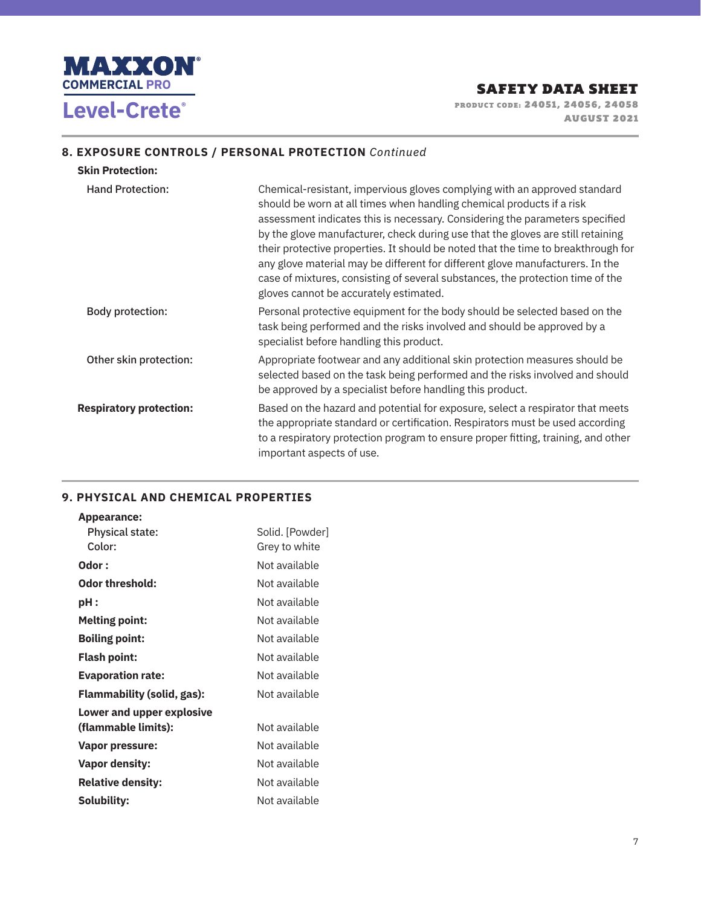## 8. EXPOSURE CONTROLS / PERSONAL PROTECTION *Continued*

**Skin Protection:**

| | |
|---|---|
| Hand Protection: | Chemical-resistant, impervious gloves complying with an approved standard should be worn at all times when handling chemical products if a risk assessment indicates this is necessary. Considering the parameters specified by the glove manufacturer, check during use that the gloves are still retaining their protective properties. It should be noted that the time to breakthrough for any glove material may be different for different glove manufacturers. In the case of mixtures, consisting of several substances, the protection time of the gloves cannot be accurately estimated. |
| Body protection: | Personal protective equipment for the body should be selected based on the task being performed and the risks involved and should be approved by a specialist before handling this product. |
| Other skin protection: | Appropriate footwear and any additional skin protection measures should be selected based on the task being performed and the risks involved and should be approved by a specialist before handling this product. |
| **Respiratory protection:** | Based on the hazard and potential for exposure, select a respirator that meets the appropriate standard or certification. Respirators must be used according to a respiratory protection program to ensure proper fitting, training, and other important aspects of use. |

## 9. PHYSICAL AND CHEMICAL PROPERTIES

| | |
|---|---|
| **Appearance:** | |
| Physical state: | Solid. [Powder] |
| Color: | Grey to white |
| **Odor :** | Not available |
| **Odor threshold:** | Not available |
| **pH :** | Not available |
| **Melting point:** | Not available |
| **Boiling point:** | Not available |
| **Flash point:** | Not available |
| **Evaporation rate:** | Not available |
| **Flammability (solid, gas):** | Not available |
| **Lower and upper explosive (flammable limits):** | Not available |
| **Vapor pressure:** | Not available |
| **Vapor density:** | Not available |
| **Relative density:** | Not available |
| **Solubility:** | Not available |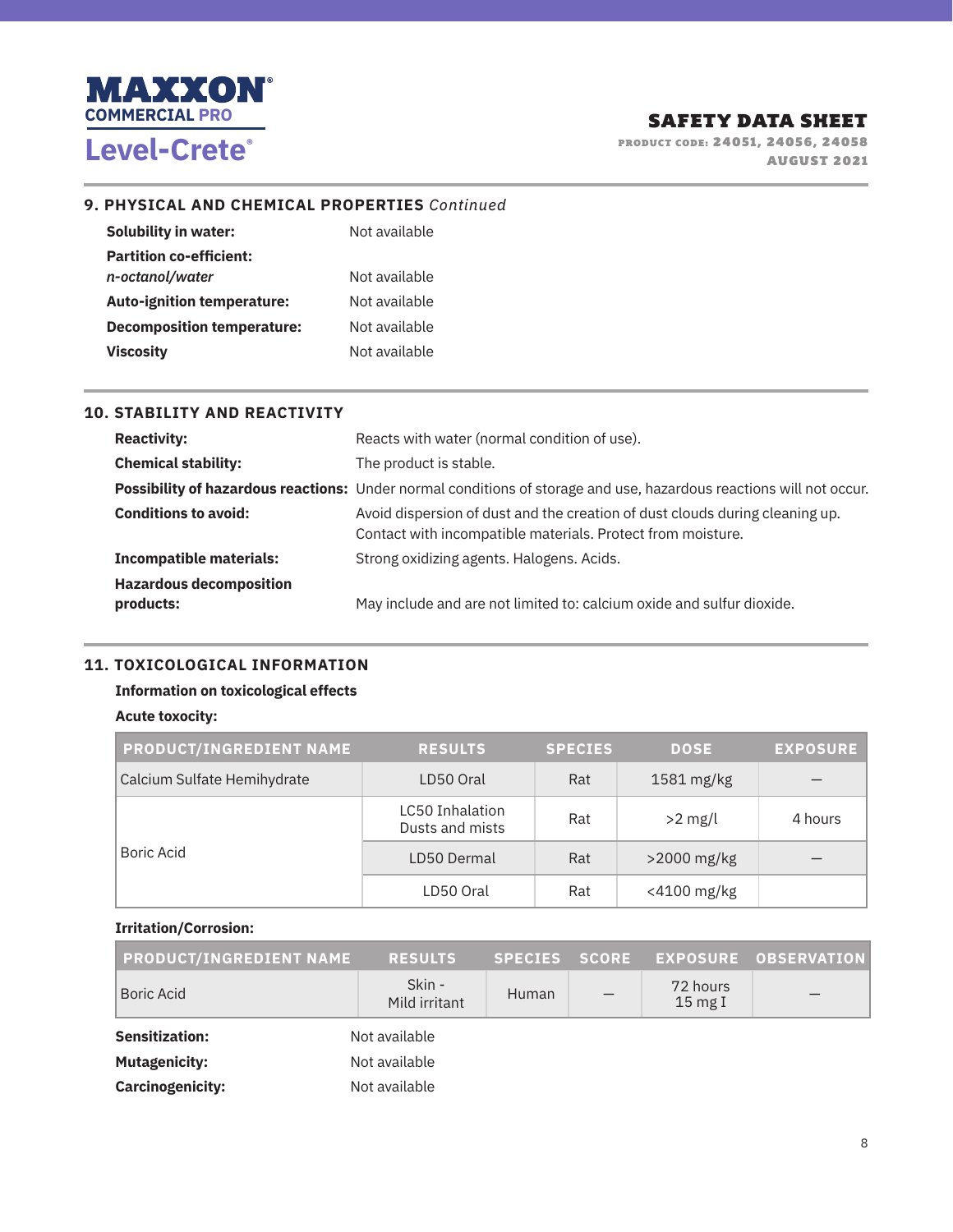## 9. PHYSICAL AND CHEMICAL PROPERTIES *Continued*

**Solubility in water:** Not available

**Partition co-efficient:**
***n-octanol/water*** Not available

**Auto-ignition temperature:** Not available

**Decomposition temperature:** Not available

**Viscosity** Not available

## 10. STABILITY AND REACTIVITY

**Reactivity:** Reacts with water (normal condition of use).

**Chemical stability:** The product is stable.

**Possibility of hazardous reactions:** Under normal conditions of storage and use, hazardous reactions will not occur.

**Conditions to avoid:** Avoid dispersion of dust and the creation of dust clouds during cleaning up. Contact with incompatible materials. Protect from moisture.

**Incompatible materials:** Strong oxidizing agents. Halogens. Acids.

**Hazardous decomposition products:** May include and are not limited to: calcium oxide and sulfur dioxide.

## 11. TOXICOLOGICAL INFORMATION

**Information on toxicological effects**

**Acute toxocity:**

| PRODUCT/INGREDIENT NAME | RESULTS | SPECIES | DOSE | EXPOSURE |
|---|---|---|---|---|
| Calcium Sulfate Hemihydrate | LD50 Oral | Rat | 1581 mg/kg | — |
| Boric Acid | LC50 Inhalation Dusts and mists | Rat | >2 mg/l | 4 hours |
| | LD50 Dermal | Rat | >2000 mg/kg | — |
| | LD50 Oral | Rat | <4100 mg/kg | |

**Irritation/Corrosion:**

| PRODUCT/INGREDIENT NAME | RESULTS | SPECIES | SCORE | EXPOSURE | OBSERVATION |
|---|---|---|---|---|---|
| Boric Acid | Skin - Mild irritant | Human | — | 72 hours 15 mg I | — |

**Sensitization:** Not available

**Mutagenicity:** Not available

**Carcinogenicity:** Not available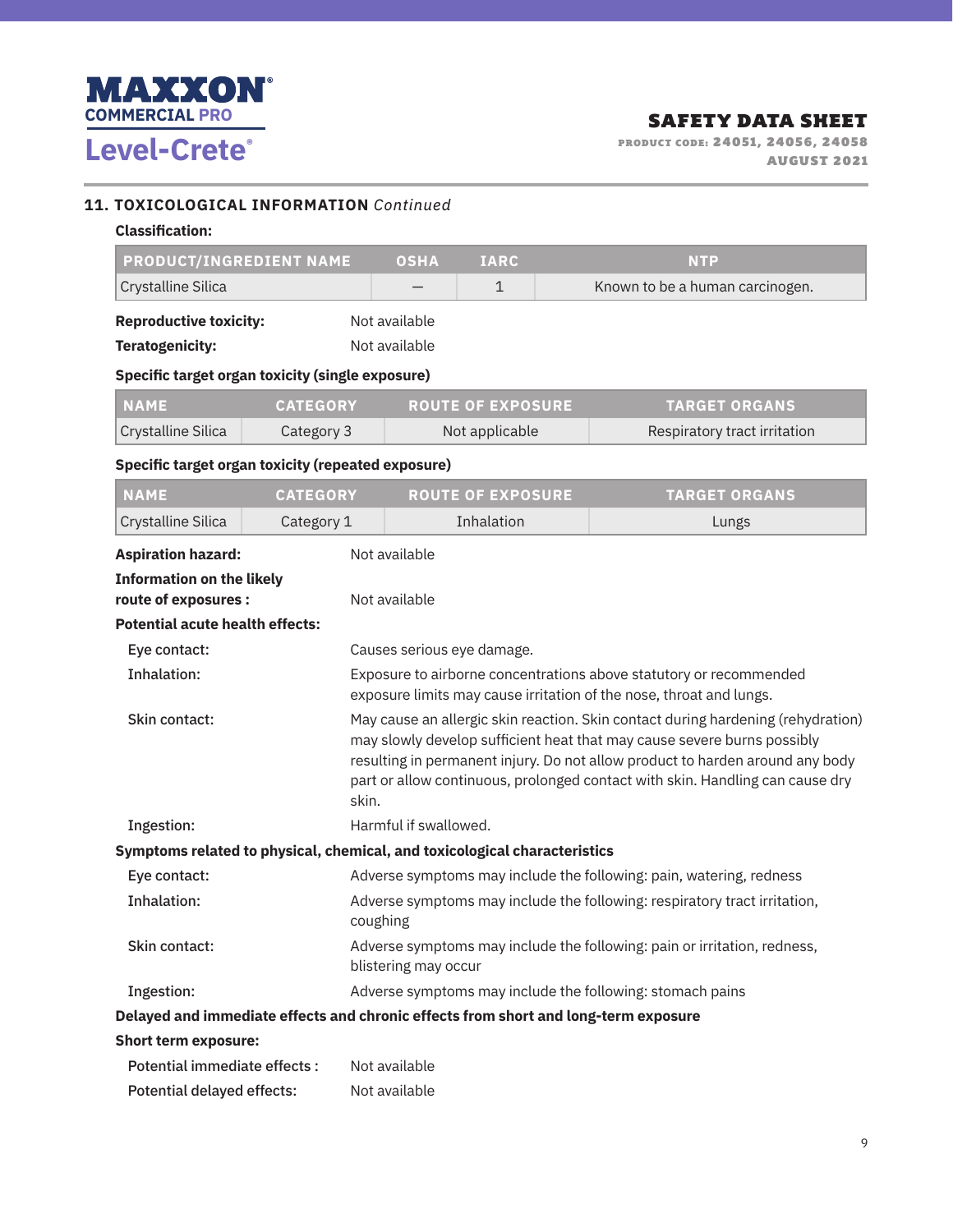## 11. TOXICOLOGICAL INFORMATION *Continued*

**Classification:**

| PRODUCT/INGREDIENT NAME | OSHA | IARC | NTP |
|---|---|---|---|
| Crystalline Silica | – | 1 | Known to be a human carcinogen. |

**Reproductive toxicity:** Not available

**Teratogenicity:** Not available

**Specific target organ toxicity (single exposure)**

| NAME | CATEGORY | ROUTE OF EXPOSURE | TARGET ORGANS |
|---|---|---|---|
| Crystalline Silica | Category 3 | Not applicable | Respiratory tract irritation |

**Specific target organ toxicity (repeated exposure)**

| NAME | CATEGORY | ROUTE OF EXPOSURE | TARGET ORGANS |
|---|---|---|---|
| Crystalline Silica | Category 1 | Inhalation | Lungs |

**Aspiration hazard:** Not available

**Information on the likely route of exposures :** Not available

**Potential acute health effects:**

- Eye contact: Causes serious eye damage.
- Inhalation: Exposure to airborne concentrations above statutory or recommended exposure limits may cause irritation of the nose, throat and lungs.
- Skin contact: May cause an allergic skin reaction. Skin contact during hardening (rehydration) may slowly develop sufficient heat that may cause severe burns possibly resulting in permanent injury. Do not allow product to harden around any body part or allow continuous, prolonged contact with skin. Handling can cause dry skin.
- Ingestion: Harmful if swallowed.

**Symptoms related to physical, chemical, and toxicological characteristics**

- Eye contact: Adverse symptoms may include the following: pain, watering, redness
- Inhalation: Adverse symptoms may include the following: respiratory tract irritation, coughing
- Skin contact: Adverse symptoms may include the following: pain or irritation, redness, blistering may occur
- Ingestion: Adverse symptoms may include the following: stomach pains

**Delayed and immediate effects and chronic effects from short and long-term exposure**

**Short term exposure:**

- Potential immediate effects : Not available
- Potential delayed effects: Not available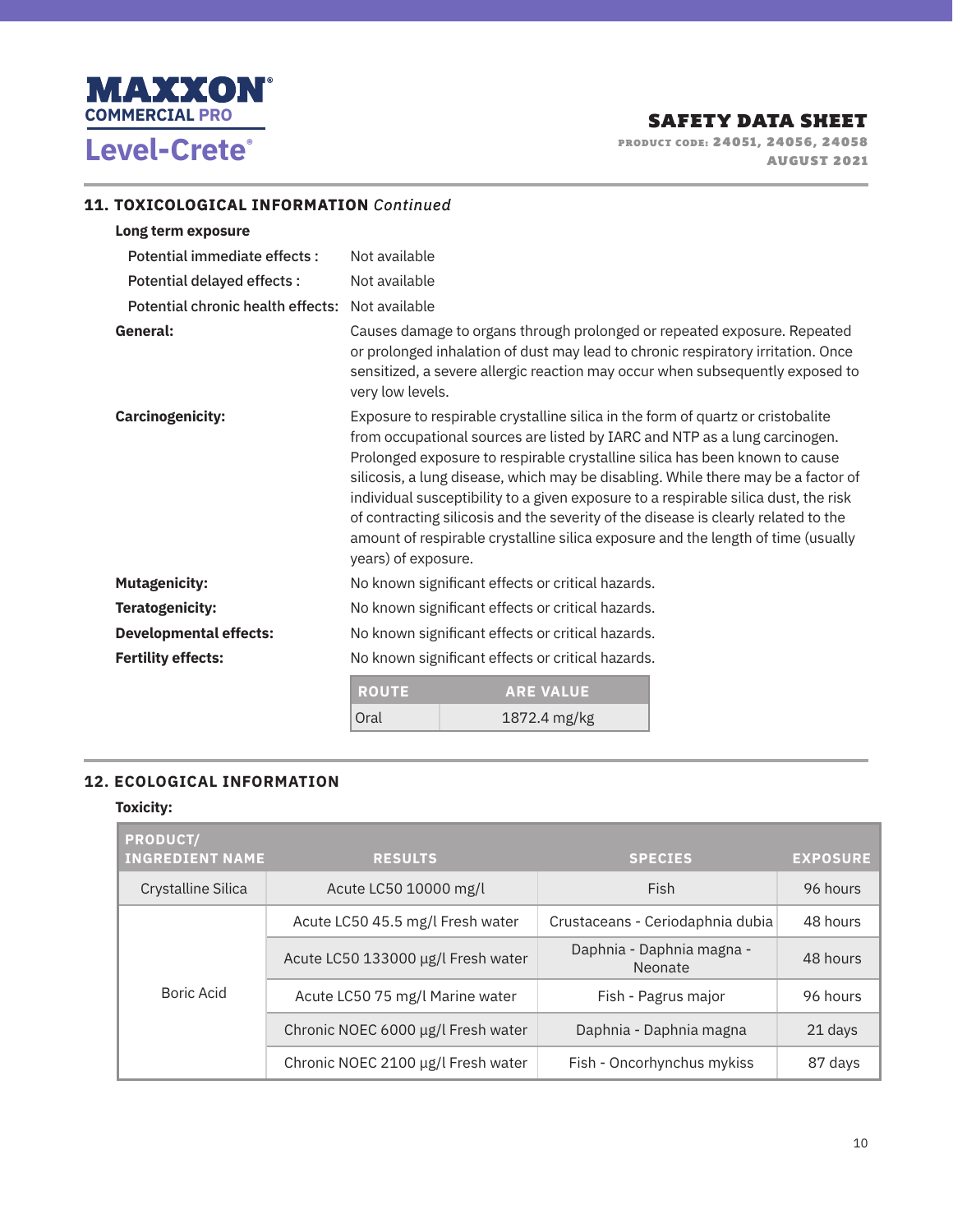## 11. TOXICOLOGICAL INFORMATION *Continued*

**Long term exposure**

Potential immediate effects : Not available

Potential delayed effects : Not available

Potential chronic health effects: Not available

**General:** Causes damage to organs through prolonged or repeated exposure. Repeated or prolonged inhalation of dust may lead to chronic respiratory irritation. Once sensitized, a severe allergic reaction may occur when subsequently exposed to very low levels.

**Carcinogenicity:** Exposure to respirable crystalline silica in the form of quartz or cristobalite from occupational sources are listed by IARC and NTP as a lung carcinogen. Prolonged exposure to respirable crystalline silica has been known to cause silicosis, a lung disease, which may be disabling. While there may be a factor of individual susceptibility to a given exposure to a respirable silica dust, the risk of contracting silicosis and the severity of the disease is clearly related to the amount of respirable crystalline silica exposure and the length of time (usually years) of exposure.

**Mutagenicity:** No known significant effects or critical hazards.

**Teratogenicity:** No known significant effects or critical hazards.

**Developmental effects:** No known significant effects or critical hazards.

**Fertility effects:** No known significant effects or critical hazards.

| ROUTE | ARE VALUE |
|---|---|
| Oral | 1872.4 mg/kg |

## 12. ECOLOGICAL INFORMATION

**Toxicity:**

| PRODUCT/ INGREDIENT NAME | RESULTS | SPECIES | EXPOSURE |
|---|---|---|---|
| Crystalline Silica | Acute LC50 10000 mg/l | Fish | 96 hours |
| Boric Acid | Acute LC50 45.5 mg/l Fresh water | Crustaceans - Ceriodaphnia dubia | 48 hours |
| | Acute LC50 133000 µg/l Fresh water | Daphnia - Daphnia magna - Neonate | 48 hours |
| | Acute LC50 75 mg/l Marine water | Fish - Pagrus major | 96 hours |
| | Chronic NOEC 6000 µg/l Fresh water | Daphnia - Daphnia magna | 21 days |
| | Chronic NOEC 2100 µg/l Fresh water | Fish - Oncorhynchus mykiss | 87 days |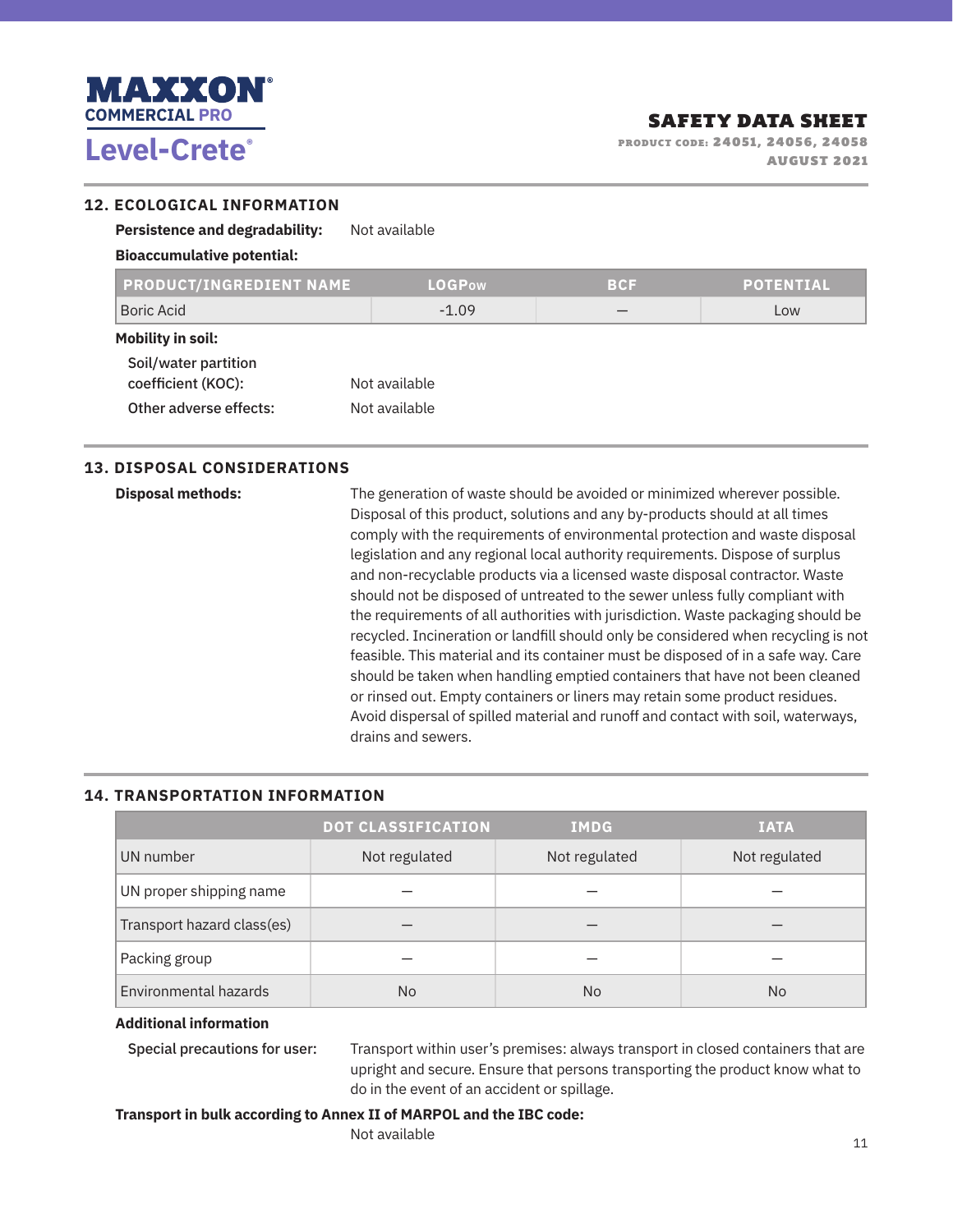## 12. ECOLOGICAL INFORMATION

**Persistence and degradability:** Not available

**Bioaccumulative potential:**

| PRODUCT/INGREDIENT NAME | LOGPow | BCF | POTENTIAL |
|---|---|---|---|
| Boric Acid | -1.09 | — | Low |

**Mobility in soil:**

Soil/water partition coefficient (KOC): Not available

Other adverse effects: Not available

## 13. DISPOSAL CONSIDERATIONS

**Disposal methods:** The generation of waste should be avoided or minimized wherever possible. Disposal of this product, solutions and any by-products should at all times comply with the requirements of environmental protection and waste disposal legislation and any regional local authority requirements. Dispose of surplus and non-recyclable products via a licensed waste disposal contractor. Waste should not be disposed of untreated to the sewer unless fully compliant with the requirements of all authorities with jurisdiction. Waste packaging should be recycled. Incineration or landfill should only be considered when recycling is not feasible. This material and its container must be disposed of in a safe way. Care should be taken when handling emptied containers that have not been cleaned or rinsed out. Empty containers or liners may retain some product residues. Avoid dispersal of spilled material and runoff and contact with soil, waterways, drains and sewers.

## 14. TRANSPORTATION INFORMATION

| | DOT CLASSIFICATION | IMDG | IATA |
|---|---|---|---|
| UN number | Not regulated | Not regulated | Not regulated |
| UN proper shipping name | — | — | — |
| Transport hazard class(es) | — | — | — |
| Packing group | — | — | — |
| Environmental hazards | No | No | No |

**Additional information**

Special precautions for user: Transport within user's premises: always transport in closed containers that are upright and secure. Ensure that persons transporting the product know what to do in the event of an accident or spillage.

**Transport in bulk according to Annex II of MARPOL and the IBC code:**

Not available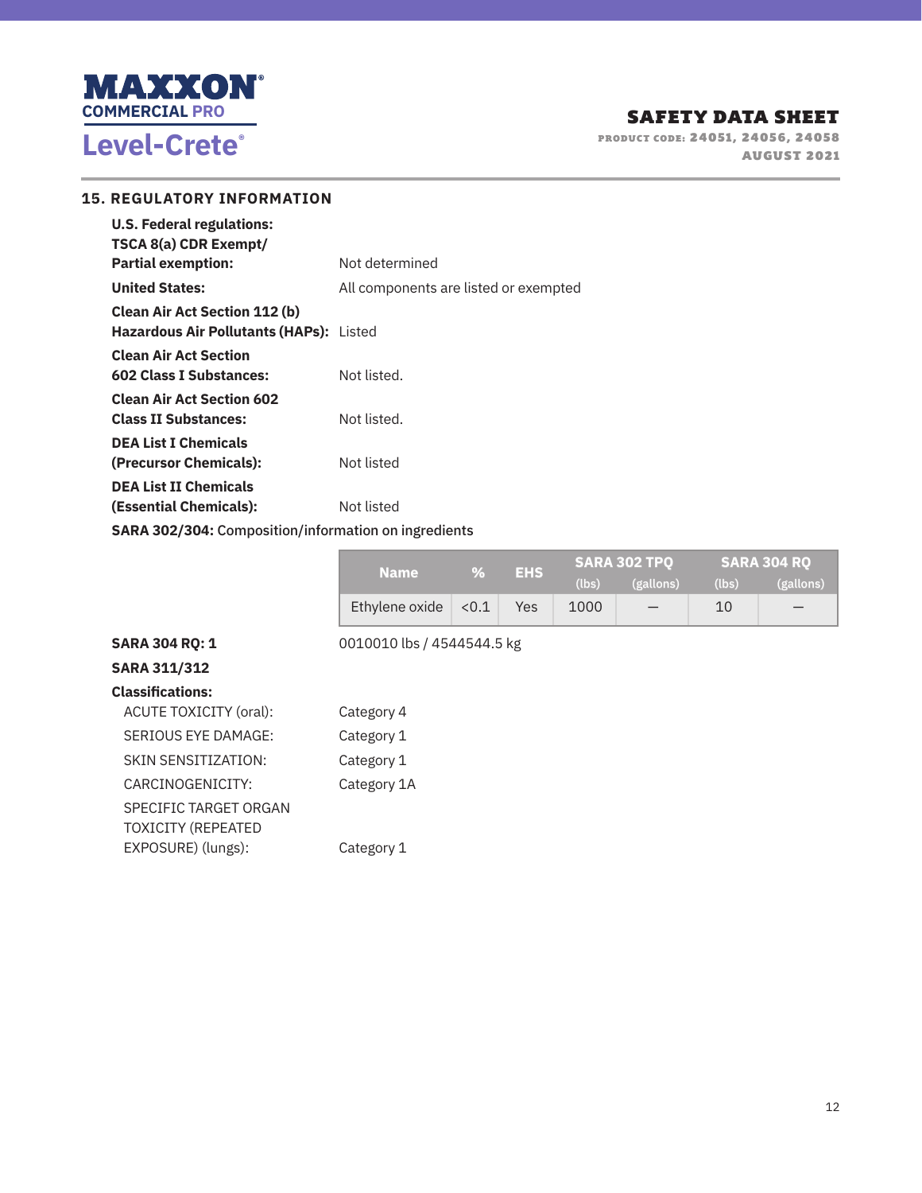## 15. REGULATORY INFORMATION

**U.S. Federal regulations:**

**TSCA 8(a) CDR Exempt/ Partial exemption:** Not determined

**United States:** All components are listed or exempted

**Clean Air Act Section 112 (b) Hazardous Air Pollutants (HAPs):** Listed

**Clean Air Act Section 602 Class I Substances:** Not listed.

**Clean Air Act Section 602 Class II Substances:** Not listed.

**DEA List I Chemicals (Precursor Chemicals):** Not listed

**DEA List II Chemicals (Essential Chemicals):** Not listed

**SARA 302/304:** Composition/information on ingredients

| Name | % | EHS | SARA 302 TPQ | | SARA 304 RQ | |
|---|---|---|---|---|---|---|
| | | | (lbs) | (gallons) | (lbs) | (gallons) |
| Ethylene oxide | <0.1 | Yes | 1000 | — | 10 | — |

**SARA 304 RQ: 1** 0010010 lbs / 4544544.5 kg

**SARA 311/312**

**Classifications:**

| | |
|---|---|
| ACUTE TOXICITY (oral): | Category 4 |
| SERIOUS EYE DAMAGE: | Category 1 |
| SKIN SENSITIZATION: | Category 1 |
| CARCINOGENICITY: | Category 1A |
| SPECIFIC TARGET ORGAN TOXICITY (REPEATED EXPOSURE) (lungs): | Category 1 |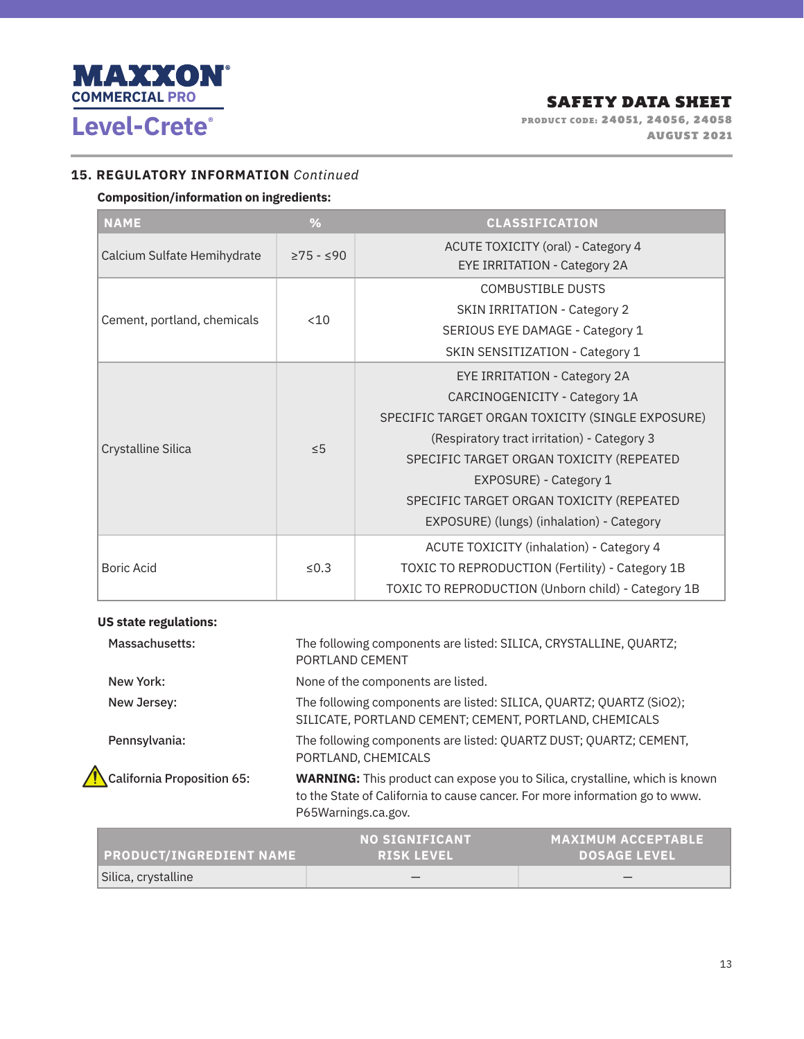## 15. REGULATORY INFORMATION *Continued*

**Composition/information on ingredients:**

| NAME | % | CLASSIFICATION |
|---|---|---|
| Calcium Sulfate Hemihydrate | ≥75 - ≤90 | ACUTE TOXICITY (oral) - Category 4<br>EYE IRRITATION - Category 2A |
| Cement, portland, chemicals | <10 | COMBUSTIBLE DUSTS<br>SKIN IRRITATION - Category 2<br>SERIOUS EYE DAMAGE - Category 1<br>SKIN SENSITIZATION - Category 1 |
| Crystalline Silica | ≤5 | EYE IRRITATION - Category 2A<br>CARCINOGENICITY - Category 1A<br>SPECIFIC TARGET ORGAN TOXICITY (SINGLE EXPOSURE) (Respiratory tract irritation) - Category 3<br>SPECIFIC TARGET ORGAN TOXICITY (REPEATED EXPOSURE) - Category 1<br>SPECIFIC TARGET ORGAN TOXICITY (REPEATED EXPOSURE) (lungs) (inhalation) - Category |
| Boric Acid | ≤0.3 | ACUTE TOXICITY (inhalation) - Category 4<br>TOXIC TO REPRODUCTION (Fertility) - Category 1B<br>TOXIC TO REPRODUCTION (Unborn child) - Category 1B |

**US state regulations:**

**Massachusetts:** The following components are listed: SILICA, CRYSTALLINE, QUARTZ; PORTLAND CEMENT

**New York:** None of the components are listed.

**New Jersey:** The following components are listed: SILICA, QUARTZ; QUARTZ ($SiO_2$); SILICATE, PORTLAND CEMENT; CEMENT, PORTLAND, CHEMICALS

**Pennsylvania:** The following components are listed: QUARTZ DUST; QUARTZ; CEMENT, PORTLAND, CHEMICALS

**California Proposition 65:** **WARNING:** This product can expose you to Silica, crystalline, which is known to the State of California to cause cancer. For more information go to www.P65Warnings.ca.gov.

| PRODUCT/INGREDIENT NAME | NO SIGNIFICANT RISK LEVEL | MAXIMUM ACCEPTABLE DOSAGE LEVEL |
|---|---|---|
| Silica, crystalline | — | — |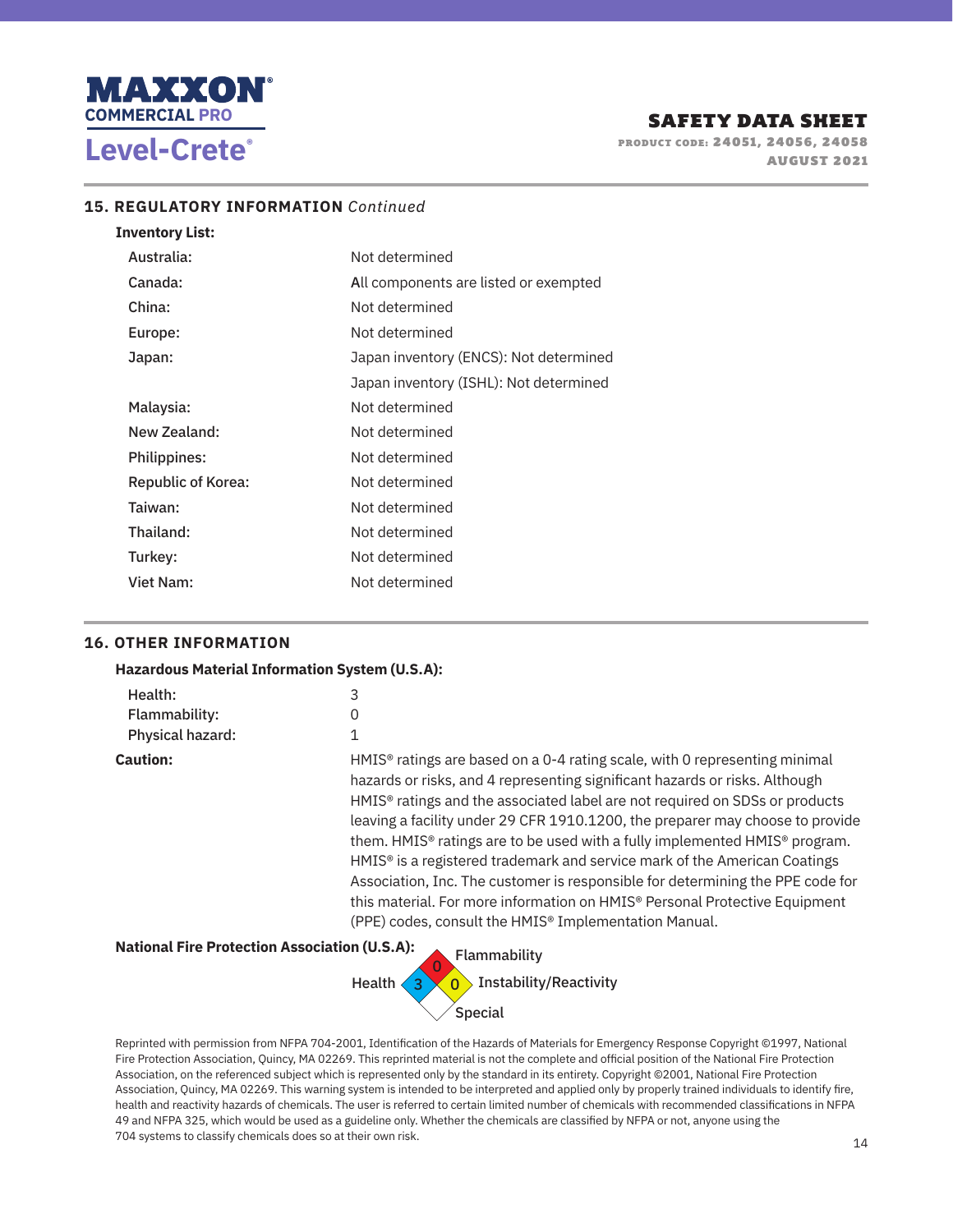## 15. REGULATORY INFORMATION *Continued*

**Inventory List:**

| | |
|---|---|
| Australia: | Not determined |
| Canada: | All components are listed or exempted |
| China: | Not determined |
| Europe: | Not determined |
| Japan: | Japan inventory (ENCS): Not determined |
| | Japan inventory (ISHL): Not determined |
| Malaysia: | Not determined |
| New Zealand: | Not determined |
| Philippines: | Not determined |
| Republic of Korea: | Not determined |
| Taiwan: | Not determined |
| Thailand: | Not determined |
| Turkey: | Not determined |
| Viet Nam: | Not determined |

## 16. OTHER INFORMATION

**Hazardous Material Information System (U.S.A):**

| | |
|---|---|
| Health: | 3 |
| Flammability: | 0 |
| Physical hazard: | 1 |

**Caution:** HMIS® ratings are based on a 0-4 rating scale, with 0 representing minimal hazards or risks, and 4 representing significant hazards or risks. Although HMIS® ratings and the associated label are not required on SDSs or products leaving a facility under 29 CFR 1910.1200, the preparer may choose to provide them. HMIS® ratings are to be used with a fully implemented HMIS® program. HMIS® is a registered trademark and service mark of the American Coatings Association, Inc. The customer is responsible for determining the PPE code for this material. For more information on HMIS® Personal Protective Equipment (PPE) codes, consult the HMIS® Implementation Manual.

**National Fire Protection Association (U.S.A):**

| | |
|---|---|
| Health | 3 |
| Flammability | 0 |
| Instability/Reactivity | 0 |
| Special | |

Reprinted with permission from NFPA 704-2001, Identification of the Hazards of Materials for Emergency Response Copyright ©1997, National Fire Protection Association, Quincy, MA 02269. This reprinted material is not the complete and official position of the National Fire Protection Association, on the referenced subject which is represented only by the standard in its entirety. Copyright ©2001, National Fire Protection Association, Quincy, MA 02269. This warning system is intended to be interpreted and applied only by properly trained individuals to identify fire, health and reactivity hazards of chemicals. The user is referred to certain limited number of chemicals with recommended classifications in NFPA 49 and NFPA 325, which would be used as a guideline only. Whether the chemicals are classified by NFPA or not, anyone using the 704 systems to classify chemicals does so at their own risk.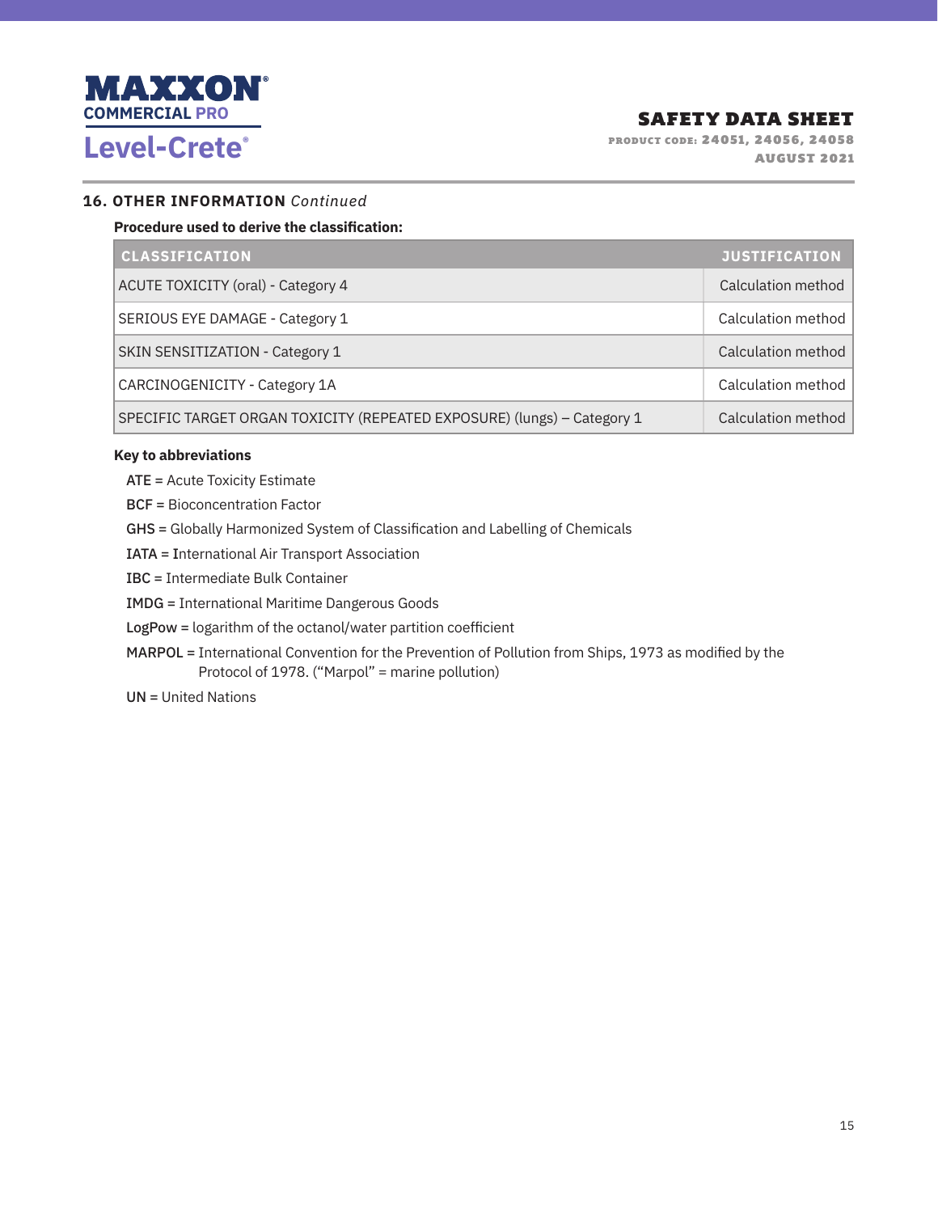## 16. OTHER INFORMATION *Continued*

**Procedure used to derive the classification:**

| CLASSIFICATION | JUSTIFICATION |
|---|---|
| ACUTE TOXICITY (oral) - Category 4 | Calculation method |
| SERIOUS EYE DAMAGE - Category 1 | Calculation method |
| SKIN SENSITIZATION - Category 1 | Calculation method |
| CARCINOGENICITY - Category 1A | Calculation method |
| SPECIFIC TARGET ORGAN TOXICITY (REPEATED EXPOSURE) (lungs) – Category 1 | Calculation method |

**Key to abbreviations**

**ATE** = Acute Toxicity Estimate

**BCF** = Bioconcentration Factor

**GHS** = Globally Harmonized System of Classification and Labelling of Chemicals

**IATA** = International Air Transport Association

**IBC** = Intermediate Bulk Container

**IMDG** = International Maritime Dangerous Goods

**LogPow** = logarithm of the octanol/water partition coefficient

**MARPOL** = International Convention for the Prevention of Pollution from Ships, 1973 as modified by the Protocol of 1978. ("Marpol" = marine pollution)

**UN** = United Nations